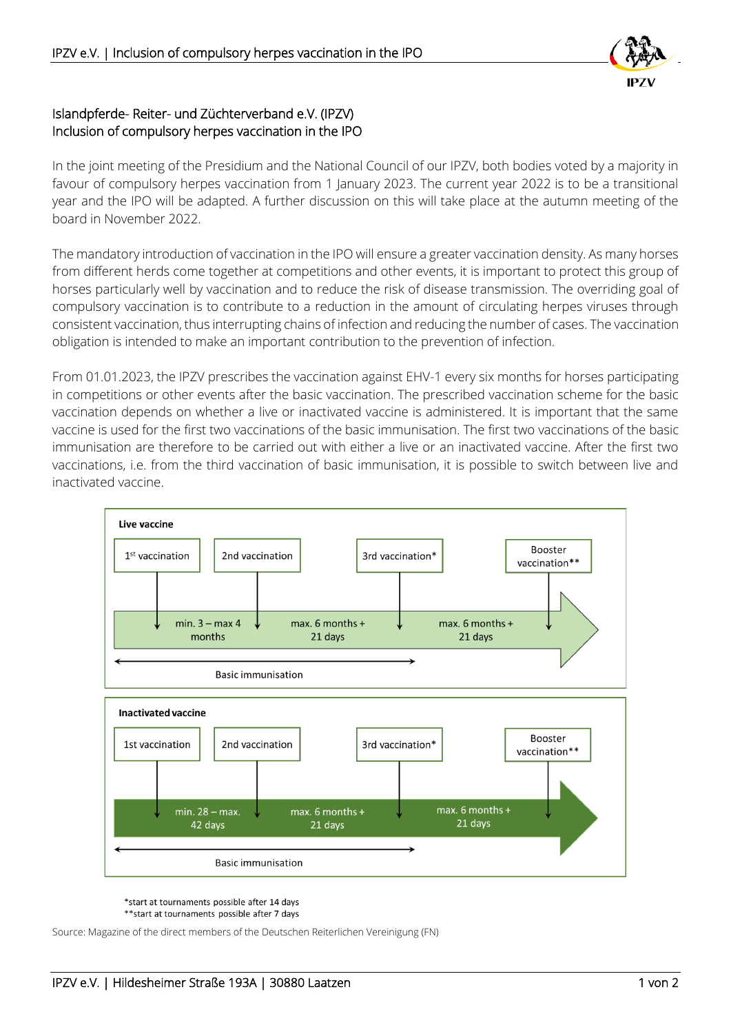# Islandpferde- Reiter- und Züchterverband e.V. (IPZV)
## Inclusion of compulsory herpes vaccination in the IPO

In the joint meeting of the Presidium and the National Council of our IPZV, both bodies voted by a majority in favour of compulsory herpes vaccination from 1 January 2023. The current year 2022 is to be a transitional year and the IPO will be adapted. A further discussion on this will take place at the autumn meeting of the board in November 2022.

The mandatory introduction of vaccination in the IPO will ensure a greater vaccination density. As many horses from different herds come together at competitions and other events, it is important to protect this group of horses particularly well by vaccination and to reduce the risk of disease transmission. The overriding goal of compulsory vaccination is to contribute to a reduction in the amount of circulating herpes viruses through consistent vaccination, thus interrupting chains of infection and reducing the number of cases. The vaccination obligation is intended to make an important contribution to the prevention of infection.

From 01.01.2023, the IPZV prescribes the vaccination against EHV-1 every six months for horses participating in competitions or other events after the basic vaccination. The prescribed vaccination scheme for the basic vaccination depends on whether a live or inactivated vaccine is administered. It is important that the same vaccine is used for the first two vaccinations of the basic immunisation. The first two vaccinations of the basic immunisation are therefore to be carried out with either a live or an inactivated vaccine. After the first two vaccinations, i.e. from the third vaccination of basic immunisation, it is possible to switch between live and inactivated vaccine.

**Live vaccine**

| 1st vaccination | | 2nd vaccination | | 3rd vaccination* | | Booster vaccination** |
|---|---|---|---|---|---|---|
| | min. 3 – max 4 months | | max. 6 months + 21 days | | max. 6 months + 21 days | |

Basic immunisation: 1st vaccination through 3rd vaccination

**Inactivated vaccine**

| 1st vaccination | | 2nd vaccination | | 3rd vaccination* | | Booster vaccination** |
|---|---|---|---|---|---|---|
| | min. 28 – max. 42 days | | max. 6 months + 21 days | | max. 6 months + 21 days | |

Basic immunisation: 1st vaccination through 3rd vaccination

*start at tournaments possible after 14 days
**start at tournaments possible after 7 days

Source: Magazine of the direct members of the Deutschen Reiterlichen Vereinigung (FN)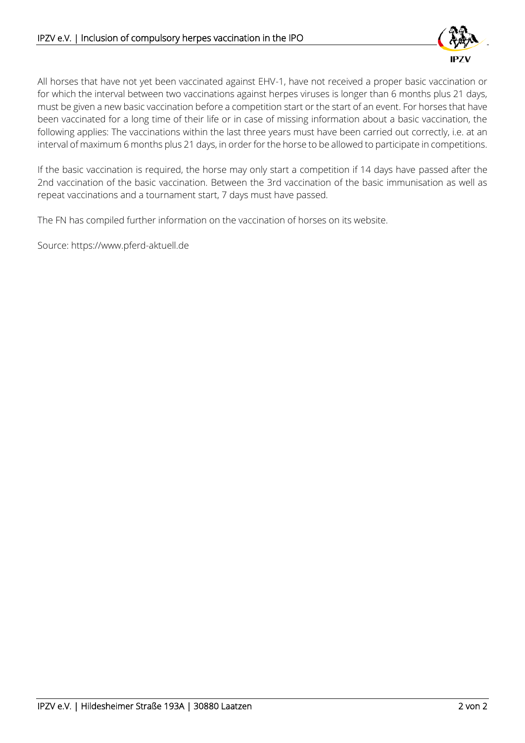All horses that have not yet been vaccinated against EHV-1, have not received a proper basic vaccination or for which the interval between two vaccinations against herpes viruses is longer than 6 months plus 21 days, must be given a new basic vaccination before a competition start or the start of an event. For horses that have been vaccinated for a long time of their life or in case of missing information about a basic vaccination, the following applies: The vaccinations within the last three years must have been carried out correctly, i.e. at an interval of maximum 6 months plus 21 days, in order for the horse to be allowed to participate in competitions.

If the basic vaccination is required, the horse may only start a competition if 14 days have passed after the 2nd vaccination of the basic vaccination. Between the 3rd vaccination of the basic immunisation as well as repeat vaccinations and a tournament start, 7 days must have passed.

The FN has compiled further information on the vaccination of horses on its website.

Source: https://www.pferd-aktuell.de